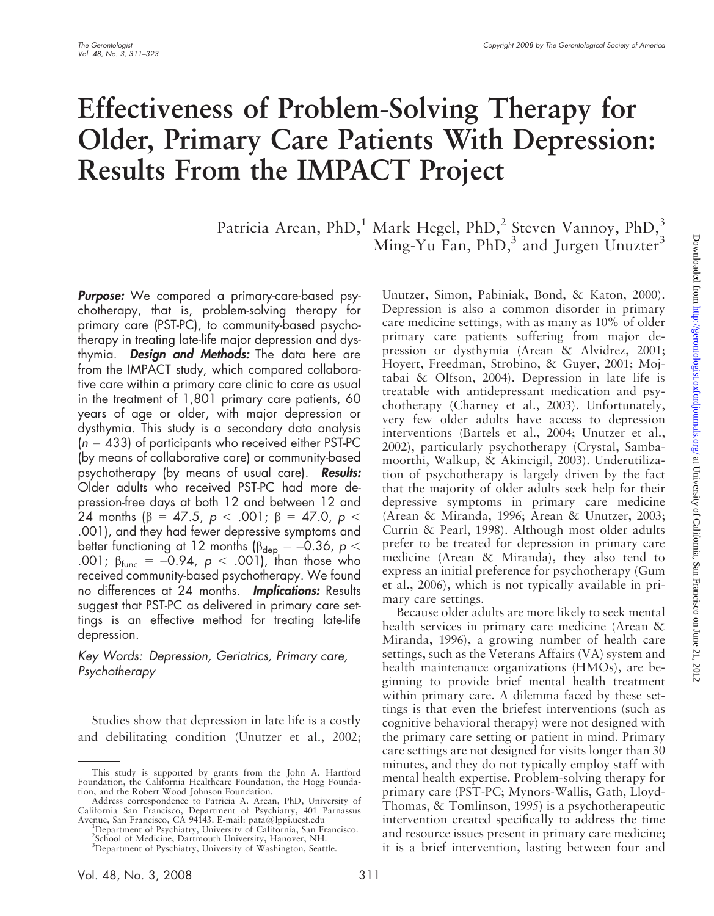# Effectiveness of Problem-Solving Therapy for Older, Primary Care Patients With Depression: Results From the IMPACT Project

Patricia Arean, PhD,[1] Mark Hegel, PhD,[2] Steven Vannoy, PhD,[3] Ming-Yu Fan, PhD,[3] and Jurgen Unuzter[3]

***Purpose:*** We compared a primary-care-based psychotherapy, that is, problem-solving therapy for primary care (PST-PC), to community-based psychotherapy in treating late-life major depression and dysthymia. ***Design and Methods:*** The data here are from the IMPACT study, which compared collaborative care within a primary care clinic to care as usual in the treatment of 1,801 primary care patients, 60 years of age or older, with major depression or dysthymia. This study is a secondary data analysis ($n = 433$) of participants who received either PST-PC (by means of collaborative care) or community-based psychotherapy (by means of usual care). ***Results:*** Older adults who received PST-PC had more depression-free days at both 12 and between 12 and 24 months ($\beta = 47.5$, $p < .001$; $\beta = 47.0$, $p < .001$), and they had fewer depressive symptoms and better functioning at 12 months ($\beta_{dep} = -0.36$, $p < .001$; $\beta_{func} = -0.94$, $p < .001$), than those who received community-based psychotherapy. We found no differences at 24 months. ***Implications:*** Results suggest that PST-PC as delivered in primary care settings is an effective method for treating late-life depression.

*Key Words: Depression, Geriatrics, Primary care, Psychotherapy*

Studies show that depression in late life is a costly and debilitating condition (Unutzer et al., 2002; Unutzer, Simon, Pabiniak, Bond, & Katon, 2000). Depression is also a common disorder in primary care medicine settings, with as many as 10% of older primary care patients suffering from major depression or dysthymia (Arean & Alvidrez, 2001; Hoyert, Freedman, Strobino, & Guyer, 2001; Mojtabai & Olfson, 2004). Depression in late life is treatable with antidepressant medication and psychotherapy (Charney et al., 2003). Unfortunately, very few older adults have access to depression interventions (Bartels et al., 2004; Unutzer et al., 2002), particularly psychotherapy (Crystal, Sambamoorthi, Walkup, & Akincigil, 2003). Underutilization of psychotherapy is largely driven by the fact that the majority of older adults seek help for their depressive symptoms in primary care medicine (Arean & Miranda, 1996; Arean & Unutzer, 2003; Currin & Pearl, 1998). Although most older adults prefer to be treated for depression in primary care medicine (Arean & Miranda), they also tend to express an initial preference for psychotherapy (Gum et al., 2006), which is not typically available in primary care settings.

Because older adults are more likely to seek mental health services in primary care medicine (Arean & Miranda, 1996), a growing number of health care settings, such as the Veterans Affairs (VA) system and health maintenance organizations (HMOs), are beginning to provide brief mental health treatment within primary care. A dilemma faced by these settings is that even the briefest interventions (such as cognitive behavioral therapy) were not designed with the primary care setting or patient in mind. Primary care settings are not designed for visits longer than 30 minutes, and they do not typically employ staff with mental health expertise. Problem-solving therapy for primary care (PST-PC; Mynors-Wallis, Gath, Lloyd-Thomas, & Tomlinson, 1995) is a psychotherapeutic intervention created specifically to address the time and resource issues present in primary care medicine; it is a brief intervention, lasting between four and

---

This study is supported by grants from the John A. Hartford Foundation, the California Healthcare Foundation, the Hogg Foundation, and the Robert Wood Johnson Foundation.

Address correspondence to Patricia A. Arean, PhD, University of California San Francisco, Department of Psychiatry, 401 Parnassus Avenue, San Francisco, CA 94143. E-mail: pata@lppi.ucsf.edu

[1]Department of Psychiatry, University of California, San Francisco.
[2]School of Medicine, Dartmouth University, Hanover, NH.
[3]Department of Pyschiatry, University of Washington, Seattle.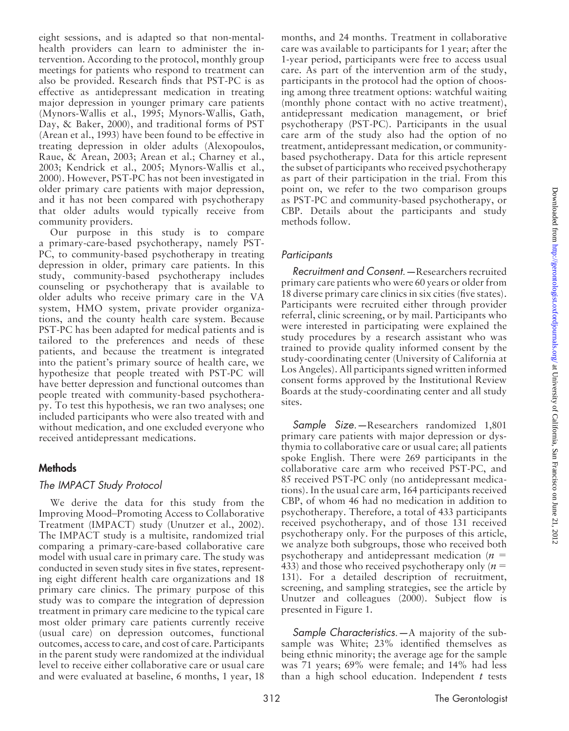eight sessions, and is adapted so that non-mental-health providers can learn to administer the intervention. According to the protocol, monthly group meetings for patients who respond to treatment can also be provided. Research finds that PST-PC is as effective as antidepressant medication in treating major depression in younger primary care patients (Mynors-Wallis et al., 1995; Mynors-Wallis, Gath, Day, & Baker, 2000), and traditional forms of PST (Arean et al., 1993) have been found to be effective in treating depression in older adults (Alexopoulos, Raue, & Arean, 2003; Arean et al.; Charney et al., 2003; Kendrick et al., 2005; Mynors-Wallis et al., 2000). However, PST-PC has not been investigated in older primary care patients with major depression, and it has not been compared with psychotherapy that older adults would typically receive from community providers.

Our purpose in this study is to compare a primary-care-based psychotherapy, namely PST-PC, to community-based psychotherapy in treating depression in older, primary care patients. In this study, community-based psychotherapy includes counseling or psychotherapy that is available to older adults who receive primary care in the VA system, HMO system, private provider organizations, and the county health care system. Because PST-PC has been adapted for medical patients and is tailored to the preferences and needs of these patients, and because the treatment is integrated into the patient's primary source of health care, we hypothesize that people treated with PST-PC will have better depression and functional outcomes than people treated with community-based psychotherapy. To test this hypothesis, we ran two analyses; one included participants who were also treated with and without medication, and one excluded everyone who received antidepressant medications.

## Methods

### The IMPACT Study Protocol

We derive the data for this study from the Improving Mood–Promoting Access to Collaborative Treatment (IMPACT) study (Unutzer et al., 2002). The IMPACT study is a multisite, randomized trial comparing a primary-care-based collaborative care model with usual care in primary care. The study was conducted in seven study sites in five states, representing eight different health care organizations and 18 primary care clinics. The primary purpose of this study was to compare the integration of depression treatment in primary care medicine to the typical care most older primary care patients currently receive (usual care) on depression outcomes, functional outcomes, access to care, and cost of care. Participants in the parent study were randomized at the individual level to receive either collaborative care or usual care and were evaluated at baseline, 6 months, 1 year, 18 months, and 24 months. Treatment in collaborative care was available to participants for 1 year; after the 1-year period, participants were free to access usual care. As part of the intervention arm of the study, participants in the protocol had the option of choosing among three treatment options: watchful waiting (monthly phone contact with no active treatment), antidepressant medication management, or brief psychotherapy (PST-PC). Participants in the usual care arm of the study also had the option of no treatment, antidepressant medication, or community-based psychotherapy. Data for this article represent the subset of participants who received psychotherapy as part of their participation in the trial. From this point on, we refer to the two comparison groups as PST-PC and community-based psychotherapy, or CBP. Details about the participants and study methods follow.

### Participants

*Recruitment and Consent.*—Researchers recruited primary care patients who were 60 years or older from 18 diverse primary care clinics in six cities (five states). Participants were recruited either through provider referral, clinic screening, or by mail. Participants who were interested in participating were explained the study procedures by a research assistant who was trained to provide quality informed consent by the study-coordinating center (University of California at Los Angeles). All participants signed written informed consent forms approved by the Institutional Review Boards at the study-coordinating center and all study sites.

*Sample Size.*—Researchers randomized 1,801 primary care patients with major depression or dysthymia to collaborative care or usual care; all patients spoke English. There were 269 participants in the collaborative care arm who received PST-PC, and 85 received PST-PC only (no antidepressant medications). In the usual care arm, 164 participants received CBP, of whom 46 had no medication in addition to psychotherapy. Therefore, a total of 433 participants received psychotherapy, and of those 131 received psychotherapy only. For the purposes of this article, we analyze both subgroups, those who received both psychotherapy and antidepressant medication ($n$ = 433) and those who received psychotherapy only ($n$ = 131). For a detailed description of recruitment, screening, and sampling strategies, see the article by Unutzer and colleagues (2000). Subject flow is presented in Figure 1.

*Sample Characteristics.*—A majority of the subsample was White; 23% identified themselves as being ethnic minority; the average age for the sample was 71 years; 69% were female; and 14% had less than a high school education. Independent $t$ tests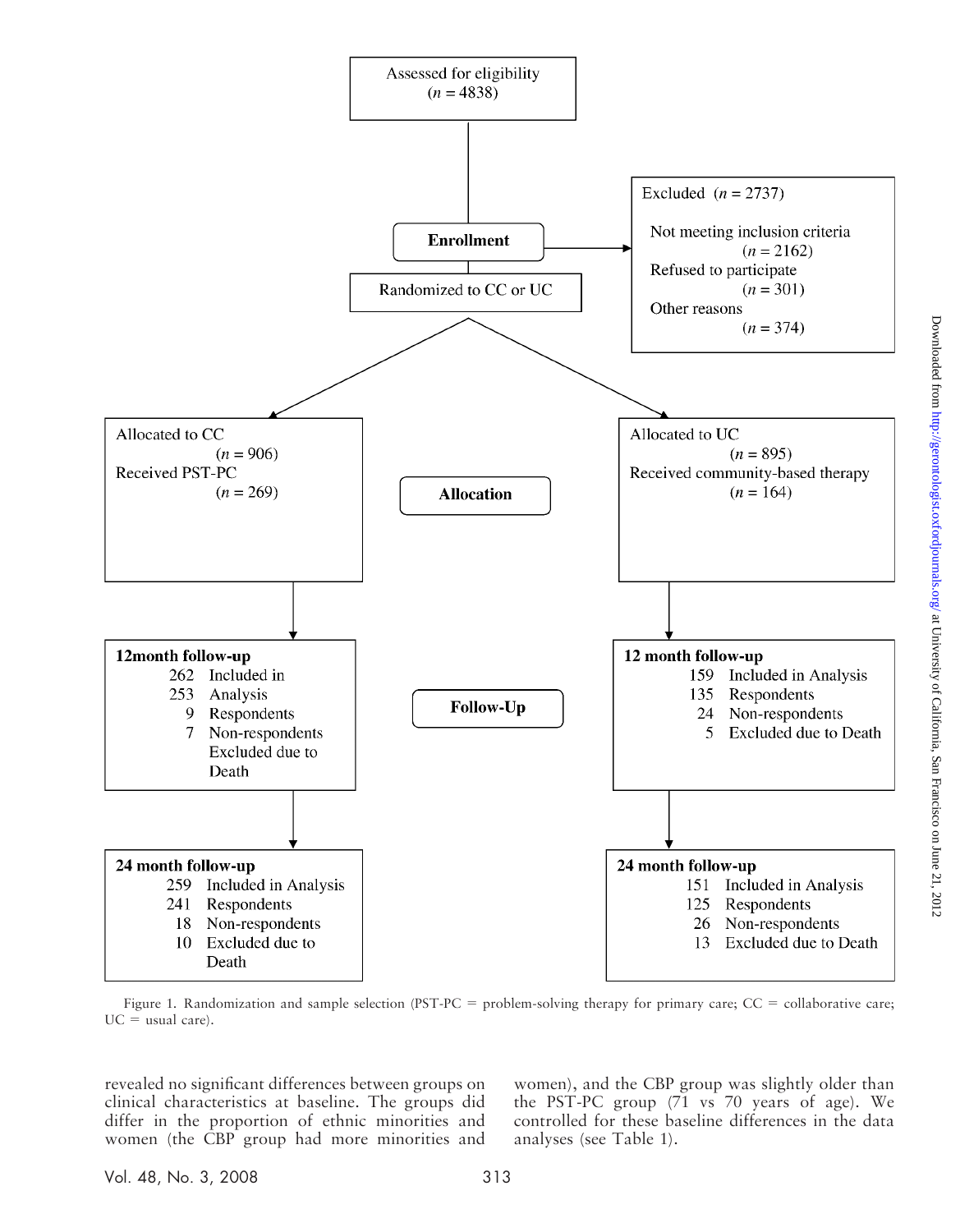Assessed for eligibility
($n$ = 4838)

**Enrollment**

Excluded ($n$ = 2737)

Not meeting inclusion criteria
($n$ = 2162)
Refused to participate
($n$ = 301)
Other reasons
($n$ = 374)

Randomized to CC or UC

**Allocation**

Allocated to CC
($n$ = 906)
Received PST-PC
($n$ = 269)

Allocated to UC
($n$ = 895)
Received community-based therapy
($n$ = 164)

**Follow-Up**

**12month follow-up**
262 Included in
253 Analysis
9 Respondents
7 Non-respondents
Excluded due to
Death

**12 month follow-up**
159 Included in Analysis
135 Respondents
24 Non-respondents
5 Excluded due to Death

**24 month follow-up**
259 Included in Analysis
241 Respondents
18 Non-respondents
10 Excluded due to
Death

**24 month follow-up**
151 Included in Analysis
125 Respondents
26 Non-respondents
13 Excluded due to Death

Figure 1. Randomization and sample selection (PST-PC = problem-solving therapy for primary care; CC = collaborative care; UC = usual care).

revealed no significant differences between groups on clinical characteristics at baseline. The groups did differ in the proportion of ethnic minorities and women (the CBP group had more minorities and women), and the CBP group was slightly older than the PST-PC group (71 vs 70 years of age). We controlled for these baseline differences in the data analyses (see Table 1).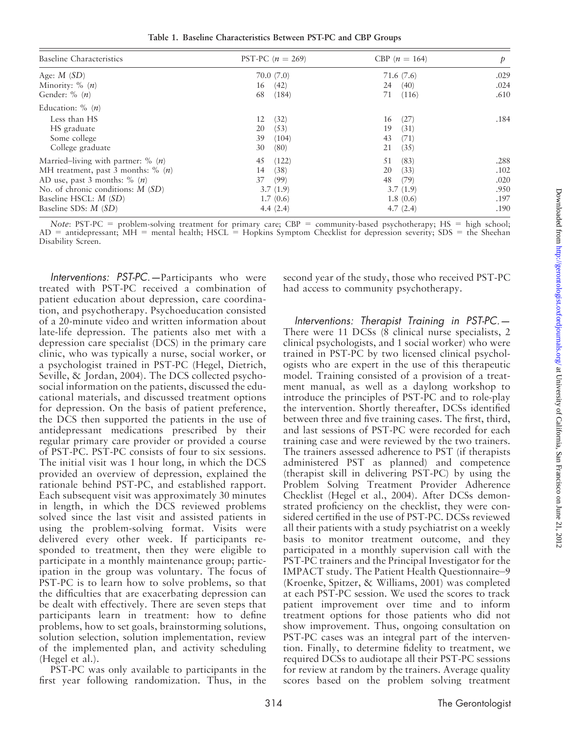**Table 1. Baseline Characteristics Between PST-PC and CBP Groups**

| Baseline Characteristics | PST-PC ($n = 269$) | CBP ($n = 164$) | $p$ |
|---|---|---|---|
| Age: $M$ ($SD$) | 70.0 (7.0) | 71.6 (7.6) | .029 |
| Minority: % ($n$) | 16 (42) | 24 (40) | .024 |
| Gender: % ($n$) | 68 (184) | 71 (116) | .610 |
| Education: % ($n$) | | | |
| Less than HS | 12 (32) | 16 (27) | .184 |
| HS graduate | 20 (53) | 19 (31) | |
| Some college | 39 (104) | 43 (71) | |
| College graduate | 30 (80) | 21 (35) | |
| Married–living with partner: % ($n$) | 45 (122) | 51 (83) | .288 |
| MH treatment, past 3 months: % ($n$) | 14 (38) | 20 (33) | .102 |
| AD use, past 3 months: % ($n$) | 37 (99) | 48 (79) | .020 |
| No. of chronic conditions: $M$ ($SD$) | 3.7 (1.9) | 3.7 (1.9) | .950 |
| Baseline HSCL: $M$ ($SD$) | 1.7 (0.6) | 1.8 (0.6) | .197 |
| Baseline SDS: $M$ ($SD$) | 4.4 (2.4) | 4.7 (2.4) | .190 |

*Note*: PST-PC = problem-solving treatment for primary care; CBP = community-based psychotherapy; HS = high school; AD = antidepressant; MH = mental health; HSCL = Hopkins Symptom Checklist for depression severity; SDS = the Sheehan Disability Screen.

*Interventions: PST-PC.*—Participants who were treated with PST-PC received a combination of patient education about depression, care coordination, and psychotherapy. Psychoeducation consisted of a 20-minute video and written information about late-life depression. The patients also met with a depression care specialist (DCS) in the primary care clinic, who was typically a nurse, social worker, or a psychologist trained in PST-PC (Hegel, Dietrich, Seville, & Jordan, 2004). The DCS collected psychosocial information on the patients, discussed the educational materials, and discussed treatment options for depression. On the basis of patient preference, the DCS then supported the patients in the use of antidepressant medications prescribed by their regular primary care provider or provided a course of PST-PC. PST-PC consists of four to six sessions. The initial visit was 1 hour long, in which the DCS provided an overview of depression, explained the rationale behind PST-PC, and established rapport. Each subsequent visit was approximately 30 minutes in length, in which the DCS reviewed problems solved since the last visit and assisted patients in using the problem-solving format. Visits were delivered every other week. If participants responded to treatment, then they were eligible to participate in a monthly maintenance group; participation in the group was voluntary. The focus of PST-PC is to learn how to solve problems, so that the difficulties that are exacerbating depression can be dealt with effectively. There are seven steps that participants learn in treatment: how to define problems, how to set goals, brainstorming solutions, solution selection, solution implementation, review of the implemented plan, and activity scheduling (Hegel et al.).

PST-PC was only available to participants in the first year following randomization. Thus, in the second year of the study, those who received PST-PC had access to community psychotherapy.

*Interventions: Therapist Training in PST-PC.*— There were 11 DCSs (8 clinical nurse specialists, 2 clinical psychologists, and 1 social worker) who were trained in PST-PC by two licensed clinical psychologists who are expert in the use of this therapeutic model. Training consisted of a provision of a treatment manual, as well as a daylong workshop to introduce the principles of PST-PC and to role-play the intervention. Shortly thereafter, DCSs identified between three and five training cases. The first, third, and last sessions of PST-PC were recorded for each training case and were reviewed by the two trainers. The trainers assessed adherence to PST (if therapists administered PST as planned) and competence (therapist skill in delivering PST-PC) by using the Problem Solving Treatment Provider Adherence Checklist (Hegel et al., 2004). After DCSs demonstrated proficiency on the checklist, they were considered certified in the use of PST-PC. DCSs reviewed all their patients with a study psychiatrist on a weekly basis to monitor treatment outcome, and they participated in a monthly supervision call with the PST-PC trainers and the Principal Investigator for the IMPACT study. The Patient Health Questionnaire–9 (Kroenke, Spitzer, & Williams, 2001) was completed at each PST-PC session. We used the scores to track patient improvement over time and to inform treatment options for those patients who did not show improvement. Thus, ongoing consultation on PST-PC cases was an integral part of the intervention. Finally, to determine fidelity to treatment, we required DCSs to audiotape all their PST-PC sessions for review at random by the trainers. Average quality scores based on the problem solving treatment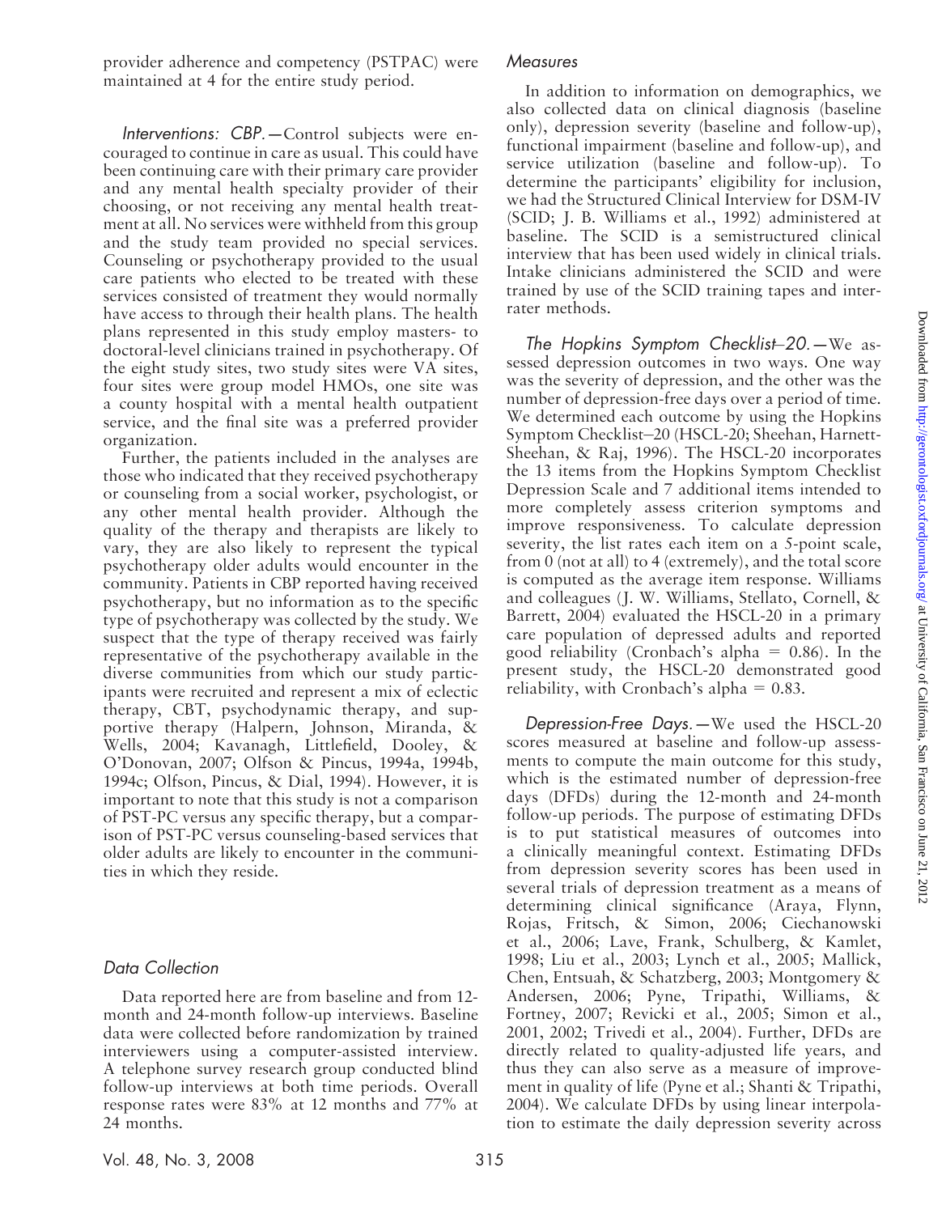provider adherence and competency (PSTPAC) were maintained at 4 for the entire study period.

*Interventions: CBP.*—Control subjects were encouraged to continue in care as usual. This could have been continuing care with their primary care provider and any mental health specialty provider of their choosing, or not receiving any mental health treatment at all. No services were withheld from this group and the study team provided no special services. Counseling or psychotherapy provided to the usual care patients who elected to be treated with these services consisted of treatment they would normally have access to through their health plans. The health plans represented in this study employ masters- to doctoral-level clinicians trained in psychotherapy. Of the eight study sites, two study sites were VA sites, four sites were group model HMOs, one site was a county hospital with a mental health outpatient service, and the final site was a preferred provider organization.

Further, the patients included in the analyses are those who indicated that they received psychotherapy or counseling from a social worker, psychologist, or any other mental health provider. Although the quality of the therapy and therapists are likely to vary, they are also likely to represent the typical psychotherapy older adults would encounter in the community. Patients in CBP reported having received psychotherapy, but no information as to the specific type of psychotherapy was collected by the study. We suspect that the type of therapy received was fairly representative of the psychotherapy available in the diverse communities from which our study participants were recruited and represent a mix of eclectic therapy, CBT, psychodynamic therapy, and supportive therapy (Halpern, Johnson, Miranda, & Wells, 2004; Kavanagh, Littlefield, Dooley, & O'Donovan, 2007; Olfson & Pincus, 1994a, 1994b, 1994c; Olfson, Pincus, & Dial, 1994). However, it is important to note that this study is not a comparison of PST-PC versus any specific therapy, but a comparison of PST-PC versus counseling-based services that older adults are likely to encounter in the communities in which they reside.

### Data Collection

Data reported here are from baseline and from 12-month and 24-month follow-up interviews. Baseline data were collected before randomization by trained interviewers using a computer-assisted interview. A telephone survey research group conducted blind follow-up interviews at both time periods. Overall response rates were 83% at 12 months and 77% at 24 months.

### Measures

In addition to information on demographics, we also collected data on clinical diagnosis (baseline only), depression severity (baseline and follow-up), functional impairment (baseline and follow-up), and service utilization (baseline and follow-up). To determine the participants' eligibility for inclusion, we had the Structured Clinical Interview for DSM-IV (SCID; J. B. Williams et al., 1992) administered at baseline. The SCID is a semistructured clinical interview that has been used widely in clinical trials. Intake clinicians administered the SCID and were trained by use of the SCID training tapes and inter-rater methods.

*The Hopkins Symptom Checklist–20.*—We assessed depression outcomes in two ways. One way was the severity of depression, and the other was the number of depression-free days over a period of time. We determined each outcome by using the Hopkins Symptom Checklist–20 (HSCL-20; Sheehan, Harnett-Sheehan, & Raj, 1996). The HSCL-20 incorporates the 13 items from the Hopkins Symptom Checklist Depression Scale and 7 additional items intended to more completely assess criterion symptoms and improve responsiveness. To calculate depression severity, the list rates each item on a 5-point scale, from 0 (not at all) to 4 (extremely), and the total score is computed as the average item response. Williams and colleagues (J. W. Williams, Stellato, Cornell, & Barrett, 2004) evaluated the HSCL-20 in a primary care population of depressed adults and reported good reliability (Cronbach's alpha = 0.86). In the present study, the HSCL-20 demonstrated good reliability, with Cronbach's alpha = 0.83.

*Depression-Free Days.*—We used the HSCL-20 scores measured at baseline and follow-up assessments to compute the main outcome for this study, which is the estimated number of depression-free days (DFDs) during the 12-month and 24-month follow-up periods. The purpose of estimating DFDs is to put statistical measures of outcomes into a clinically meaningful context. Estimating DFDs from depression severity scores has been used in several trials of depression treatment as a means of determining clinical significance (Araya, Flynn, Rojas, Fritsch, & Simon, 2006; Ciechanowski et al., 2006; Lave, Frank, Schulberg, & Kamlet, 1998; Liu et al., 2003; Lynch et al., 2005; Mallick, Chen, Entsuah, & Schatzberg, 2003; Montgomery & Andersen, 2006; Pyne, Tripathi, Williams, & Fortney, 2007; Revicki et al., 2005; Simon et al., 2001, 2002; Trivedi et al., 2004). Further, DFDs are directly related to quality-adjusted life years, and thus they can also serve as a measure of improvement in quality of life (Pyne et al.; Shanti & Tripathi, 2004). We calculate DFDs by using linear interpolation to estimate the daily depression severity across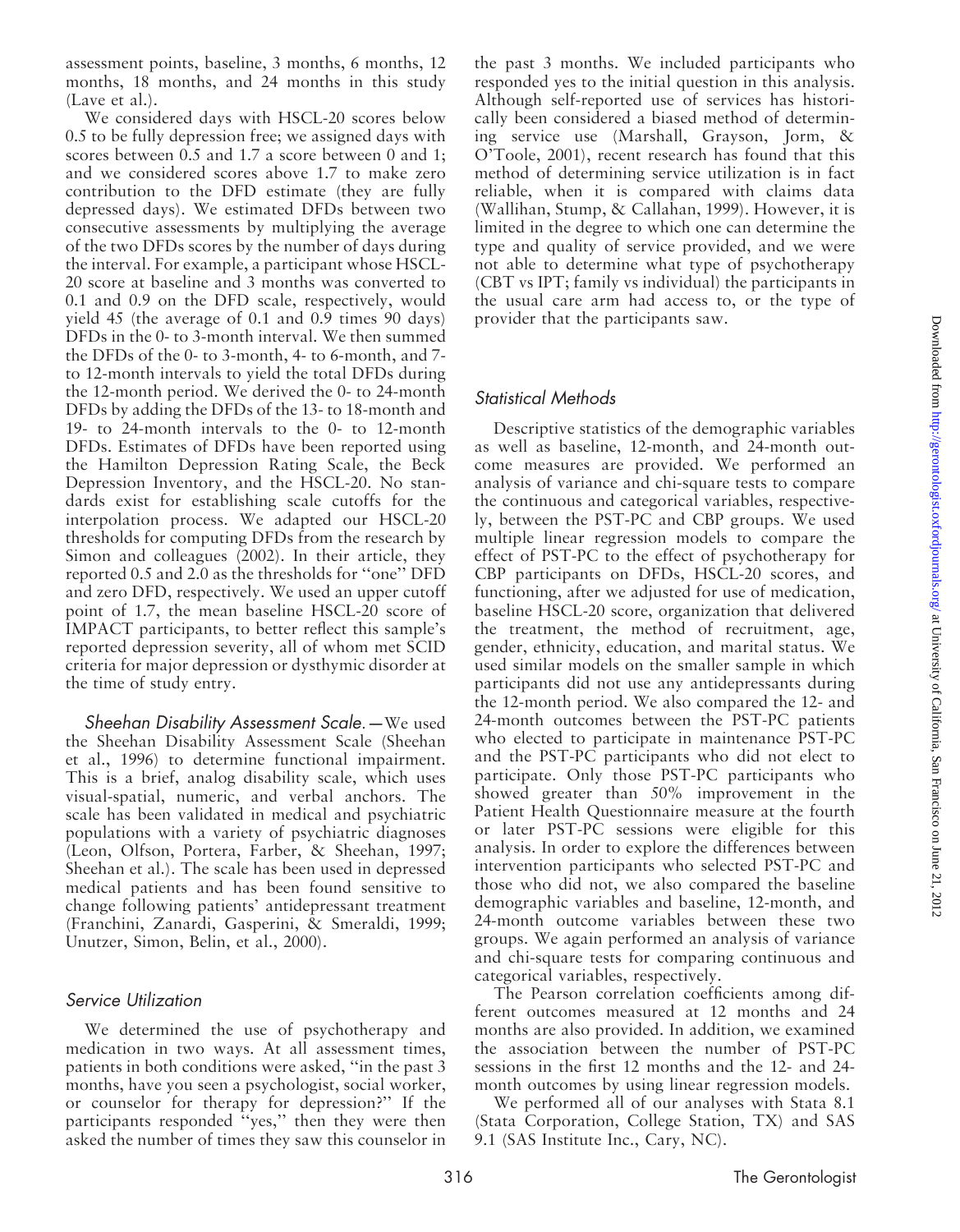assessment points, baseline, 3 months, 6 months, 12 months, 18 months, and 24 months in this study (Lave et al.).

We considered days with HSCL-20 scores below 0.5 to be fully depression free; we assigned days with scores between 0.5 and 1.7 a score between 0 and 1; and we considered scores above 1.7 to make zero contribution to the DFD estimate (they are fully depressed days). We estimated DFDs between two consecutive assessments by multiplying the average of the two DFDs scores by the number of days during the interval. For example, a participant whose HSCL-20 score at baseline and 3 months was converted to 0.1 and 0.9 on the DFD scale, respectively, would yield 45 (the average of 0.1 and 0.9 times 90 days) DFDs in the 0- to 3-month interval. We then summed the DFDs of the 0- to 3-month, 4- to 6-month, and 7- to 12-month intervals to yield the total DFDs during the 12-month period. We derived the 0- to 24-month DFDs by adding the DFDs of the 13- to 18-month and 19- to 24-month intervals to the 0- to 12-month DFDs. Estimates of DFDs have been reported using the Hamilton Depression Rating Scale, the Beck Depression Inventory, and the HSCL-20. No standards exist for establishing scale cutoffs for the interpolation process. We adapted our HSCL-20 thresholds for computing DFDs from the research by Simon and colleagues (2002). In their article, they reported 0.5 and 2.0 as the thresholds for "one" DFD and zero DFD, respectively. We used an upper cutoff point of 1.7, the mean baseline HSCL-20 score of IMPACT participants, to better reflect this sample's reported depression severity, all of whom met SCID criteria for major depression or dysthymic disorder at the time of study entry.

*Sheehan Disability Assessment Scale.*—We used the Sheehan Disability Assessment Scale (Sheehan et al., 1996) to determine functional impairment. This is a brief, analog disability scale, which uses visual-spatial, numeric, and verbal anchors. The scale has been validated in medical and psychiatric populations with a variety of psychiatric diagnoses (Leon, Olfson, Portera, Farber, & Sheehan, 1997; Sheehan et al.). The scale has been used in depressed medical patients and has been found sensitive to change following patients' antidepressant treatment (Franchini, Zanardi, Gasperini, & Smeraldi, 1999; Unutzer, Simon, Belin, et al., 2000).

### *Service Utilization*

We determined the use of psychotherapy and medication in two ways. At all assessment times, patients in both conditions were asked, "in the past 3 months, have you seen a psychologist, social worker, or counselor for therapy for depression?" If the participants responded "yes," then they were then asked the number of times they saw this counselor in the past 3 months. We included participants who responded yes to the initial question in this analysis. Although self-reported use of services has historically been considered a biased method of determining service use (Marshall, Grayson, Jorm, & O'Toole, 2001), recent research has found that this method of determining service utilization is in fact reliable, when it is compared with claims data (Wallihan, Stump, & Callahan, 1999). However, it is limited in the degree to which one can determine the type and quality of service provided, and we were not able to determine what type of psychotherapy (CBT vs IPT; family vs individual) the participants in the usual care arm had access to, or the type of provider that the participants saw.

### *Statistical Methods*

Descriptive statistics of the demographic variables as well as baseline, 12-month, and 24-month outcome measures are provided. We performed an analysis of variance and chi-square tests to compare the continuous and categorical variables, respectively, between the PST-PC and CBP groups. We used multiple linear regression models to compare the effect of PST-PC to the effect of psychotherapy for CBP participants on DFDs, HSCL-20 scores, and functioning, after we adjusted for use of medication, baseline HSCL-20 score, organization that delivered the treatment, the method of recruitment, age, gender, ethnicity, education, and marital status. We used similar models on the smaller sample in which participants did not use any antidepressants during the 12-month period. We also compared the 12- and 24-month outcomes between the PST-PC patients who elected to participate in maintenance PST-PC and the PST-PC participants who did not elect to participate. Only those PST-PC participants who showed greater than 50% improvement in the Patient Health Questionnaire measure at the fourth or later PST-PC sessions were eligible for this analysis. In order to explore the differences between intervention participants who selected PST-PC and those who did not, we also compared the baseline demographic variables and baseline, 12-month, and 24-month outcome variables between these two groups. We again performed an analysis of variance and chi-square tests for comparing continuous and categorical variables, respectively.

The Pearson correlation coefficients among different outcomes measured at 12 months and 24 months are also provided. In addition, we examined the association between the number of PST-PC sessions in the first 12 months and the 12- and 24-month outcomes by using linear regression models.

We performed all of our analyses with Stata 8.1 (Stata Corporation, College Station, TX) and SAS 9.1 (SAS Institute Inc., Cary, NC).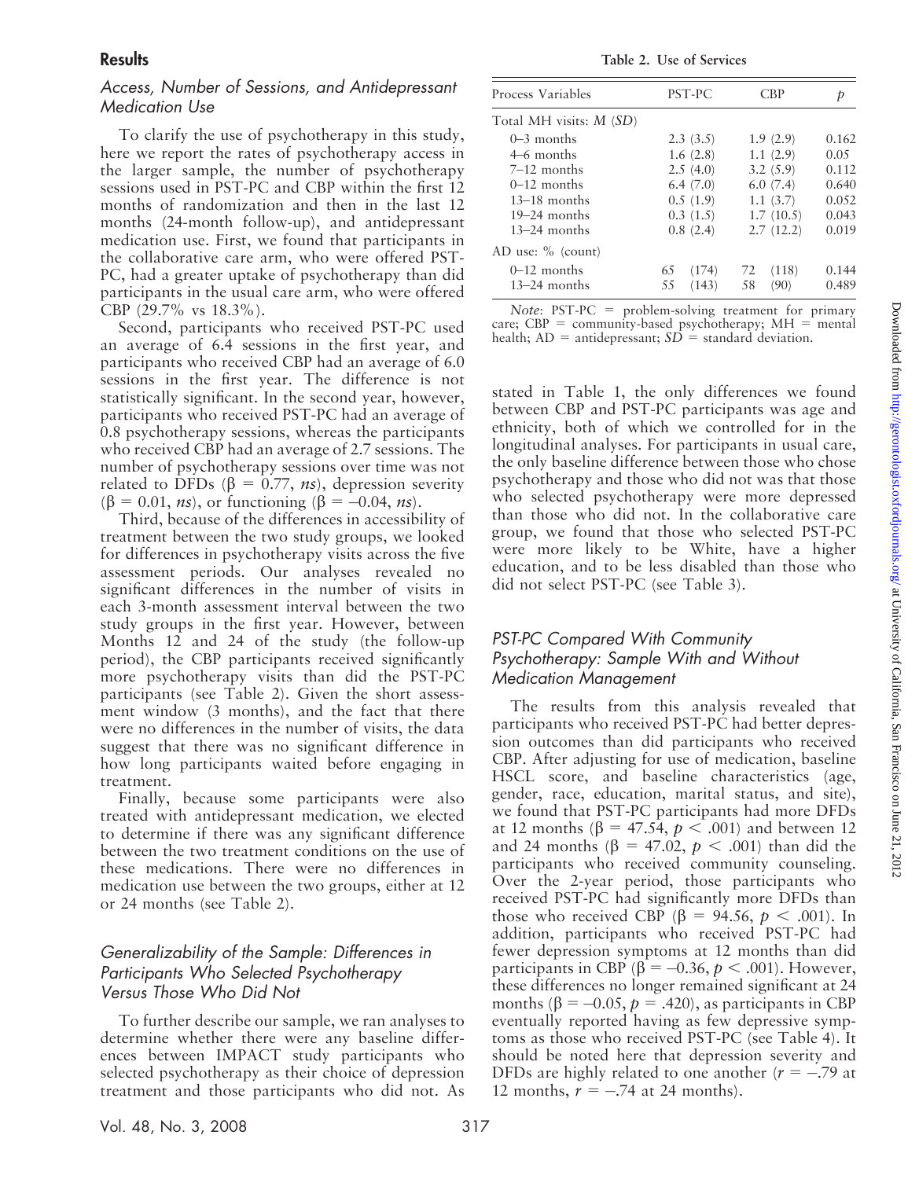## Results

### Access, Number of Sessions, and Antidepressant Medication Use

To clarify the use of psychotherapy in this study, here we report the rates of psychotherapy access in the larger sample, the number of psychotherapy sessions used in PST-PC and CBP within the first 12 months of randomization and then in the last 12 months (24-month follow-up), and antidepressant medication use. First, we found that participants in the collaborative care arm, who were offered PST-PC, had a greater uptake of psychotherapy than did participants in the usual care arm, who were offered CBP (29.7% vs 18.3%).

Second, participants who received PST-PC used an average of 6.4 sessions in the first year, and participants who received CBP had an average of 6.0 sessions in the first year. The difference is not statistically significant. In the second year, however, participants who received PST-PC had an average of 0.8 psychotherapy sessions, whereas the participants who received CBP had an average of 2.7 sessions. The number of psychotherapy sessions over time was not related to DFDs ($\beta$ = 0.77, *ns*), depression severity ($\beta$ = 0.01, *ns*), or functioning ($\beta$ = –0.04, *ns*).

Third, because of the differences in accessibility of treatment between the two study groups, we looked for differences in psychotherapy visits across the five assessment periods. Our analyses revealed no significant differences in the number of visits in each 3-month assessment interval between the two study groups in the first year. However, between Months 12 and 24 of the study (the follow-up period), the CBP participants received significantly more psychotherapy visits than did the PST-PC participants (see Table 2). Given the short assessment window (3 months), and the fact that there were no differences in the number of visits, the data suggest that there was no significant difference in how long participants waited before engaging in treatment.

Finally, because some participants were also treated with antidepressant medication, we elected to determine if there was any significant difference between the two treatment conditions on the use of these medications. There were no differences in medication use between the two groups, either at 12 or 24 months (see Table 2).

### Generalizability of the Sample: Differences in Participants Who Selected Psychotherapy Versus Those Who Did Not

To further describe our sample, we ran analyses to determine whether there were any baseline differences between IMPACT study participants who selected psychotherapy as their choice of depression treatment and those participants who did not. As stated in Table 1, the only differences we found between CBP and PST-PC participants was age and ethnicity, both of which we controlled for in the longitudinal analyses. For participants in usual care, the only baseline difference between those who chose psychotherapy and those who did not was that those who selected psychotherapy were more depressed than those who did not. In the collaborative care group, we found that those who selected PST-PC were more likely to be White, have a higher education, and to be less disabled than those who did not select PST-PC (see Table 3).

**Table 2. Use of Services**

| Process Variables | PST-PC | CBP | *p* |
|---|---|---|---|
| Total MH visits: *M* (*SD*) | | | |
| 0–3 months | 2.3 (3.5) | 1.9 (2.9) | 0.162 |
| 4–6 months | 1.6 (2.8) | 1.1 (2.9) | 0.05 |
| 7–12 months | 2.5 (4.0) | 3.2 (5.9) | 0.112 |
| 0–12 months | 6.4 (7.0) | 6.0 (7.4) | 0.640 |
| 13–18 months | 0.5 (1.9) | 1.1 (3.7) | 0.052 |
| 19–24 months | 0.3 (1.5) | 1.7 (10.5) | 0.043 |
| 13–24 months | 0.8 (2.4) | 2.7 (12.2) | 0.019 |
| AD use: % (count) | | | |
| 0–12 months | 65 (174) | 72 (118) | 0.144 |
| 13–24 months | 55 (143) | 58 (90) | 0.489 |

*Note*: PST-PC = problem-solving treatment for primary care; CBP = community-based psychotherapy; MH = mental health; AD = antidepressant; *SD* = standard deviation.

### PST-PC Compared With Community Psychotherapy: Sample With and Without Medication Management

The results from this analysis revealed that participants who received PST-PC had better depression outcomes than did participants who received CBP. After adjusting for use of medication, baseline HSCL score, and baseline characteristics (age, gender, race, education, marital status, and site), we found that PST-PC participants had more DFDs at 12 months ($\beta$ = 47.54, $p < .001$) and between 12 and 24 months ($\beta$ = 47.02, $p < .001$) than did the participants who received community counseling. Over the 2-year period, those participants who received PST-PC had significantly more DFDs than those who received CBP ($\beta$ = 94.56, $p < .001$). In addition, participants who received PST-PC had fewer depression symptoms at 12 months than did participants in CBP ($\beta$ = –0.36, $p < .001$). However, these differences no longer remained significant at 24 months ($\beta$ = –0.05, $p$ = .420), as participants in CBP eventually reported having as few depressive symptoms as those who received PST-PC (see Table 4). It should be noted here that depression severity and DFDs are highly related to one another ($r$ = –.79 at 12 months, $r$ = –.74 at 24 months).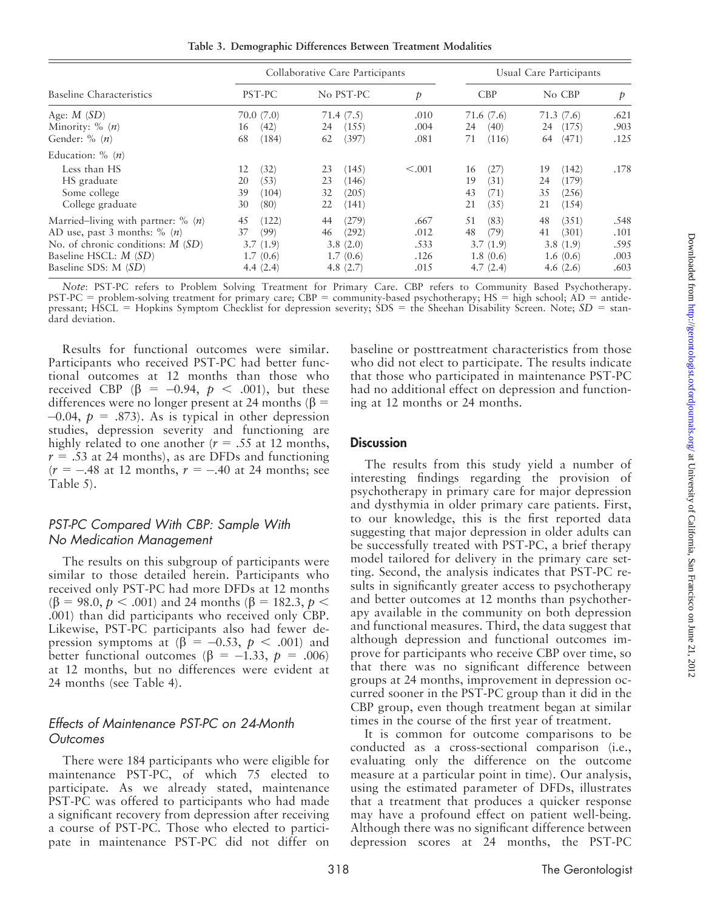**Table 3. Demographic Differences Between Treatment Modalities**

| Baseline Characteristics | Collaborative Care Participants | | | Usual Care Participants | | |
|---|---|---|---|---|---|---|
| | PST-PC | No PST-PC | $p$ | CBP | No CBP | $p$ |
| Age: $M$ ($SD$) | 70.0 (7.0) | 71.4 (7.5) | .010 | 71.6 (7.6) | 71.3 (7.6) | .621 |
| Minority: % ($n$) | 16 (42) | 24 (155) | .004 | 24 (40) | 24 (175) | .903 |
| Gender: % ($n$) | 68 (184) | 62 (397) | .081 | 71 (116) | 64 (471) | .125 |
| Education: % ($n$) | | | | | | |
| Less than HS | 12 (32) | 23 (145) | <.001 | 16 (27) | 19 (142) | .178 |
| HS graduate | 20 (53) | 23 (146) | | 19 (31) | 24 (179) | |
| Some college | 39 (104) | 32 (205) | | 43 (71) | 35 (256) | |
| College graduate | 30 (80) | 22 (141) | | 21 (35) | 21 (154) | |
| Married–living with partner: % ($n$) | 45 (122) | 44 (279) | .667 | 51 (83) | 48 (351) | .548 |
| AD use, past 3 months: % ($n$) | 37 (99) | 46 (292) | .012 | 48 (79) | 41 (301) | .101 |
| No. of chronic conditions: $M$ ($SD$) | 3.7 (1.9) | 3.8 (2.0) | .533 | 3.7 (1.9) | 3.8 (1.9) | .595 |
| Baseline HSCL: $M$ ($SD$) | 1.7 (0.6) | 1.7 (0.6) | .126 | 1.8 (0.6) | 1.6 (0.6) | .003 |
| Baseline SDS: M ($SD$) | 4.4 (2.4) | 4.8 (2.7) | .015 | 4.7 (2.4) | 4.6 (2.6) | .603 |

*Note*: PST-PC refers to Problem Solving Treatment for Primary Care. CBP refers to Community Based Psychotherapy. PST-PC = problem-solving treatment for primary care; CBP = community-based psychotherapy; HS = high school; AD = antidepressant; HSCL = Hopkins Symptom Checklist for depression severity; SDS = the Sheehan Disability Screen. Note; $SD$ = standard deviation.

Results for functional outcomes were similar. Participants who received PST-PC had better functional outcomes at 12 months than those who received CBP ($\beta = -0.94$, $p < .001$), but these differences were no longer present at 24 months ($\beta = -0.04$, $p = .873$). As is typical in other depression studies, depression severity and functioning are highly related to one another ($r = .55$ at 12 months, $r = .53$ at 24 months), as are DFDs and functioning ($r = -.48$ at 12 months, $r = -.40$ at 24 months; see Table 5).

### *PST-PC Compared With CBP: Sample With No Medication Management*

The results on this subgroup of participants were similar to those detailed herein. Participants who received only PST-PC had more DFDs at 12 months ($\beta = 98.0$, $p < .001$) and 24 months ($\beta = 182.3$, $p < .001$) than did participants who received only CBP. Likewise, PST-PC participants also had fewer depression symptoms at ($\beta = -0.53$, $p < .001$) and better functional outcomes ($\beta = -1.33$, $p = .006$) at 12 months, but no differences were evident at 24 months (see Table 4).

### *Effects of Maintenance PST-PC on 24-Month Outcomes*

There were 184 participants who were eligible for maintenance PST-PC, of which 75 elected to participate. As we already stated, maintenance PST-PC was offered to participants who had made a significant recovery from depression after receiving a course of PST-PC. Those who elected to participate in maintenance PST-PC did not differ on baseline or posttreatment characteristics from those who did not elect to participate. The results indicate that those who participated in maintenance PST-PC had no additional effect on depression and functioning at 12 months or 24 months.

## Discussion

The results from this study yield a number of interesting findings regarding the provision of psychotherapy in primary care for major depression and dysthymia in older primary care patients. First, to our knowledge, this is the first reported data suggesting that major depression in older adults can be successfully treated with PST-PC, a brief therapy model tailored for delivery in the primary care setting. Second, the analysis indicates that PST-PC results in significantly greater access to psychotherapy and better outcomes at 12 months than psychotherapy available in the community on both depression and functional measures. Third, the data suggest that although depression and functional outcomes improve for participants who receive CBP over time, so that there was no significant difference between groups at 24 months, improvement in depression occurred sooner in the PST-PC group than it did in the CBP group, even though treatment began at similar times in the course of the first year of treatment.

It is common for outcome comparisons to be conducted as a cross-sectional comparison (i.e., evaluating only the difference on the outcome measure at a particular point in time). Our analysis, using the estimated parameter of DFDs, illustrates that a treatment that produces a quicker response may have a profound effect on patient well-being. Although there was no significant difference between depression scores at 24 months, the PST-PC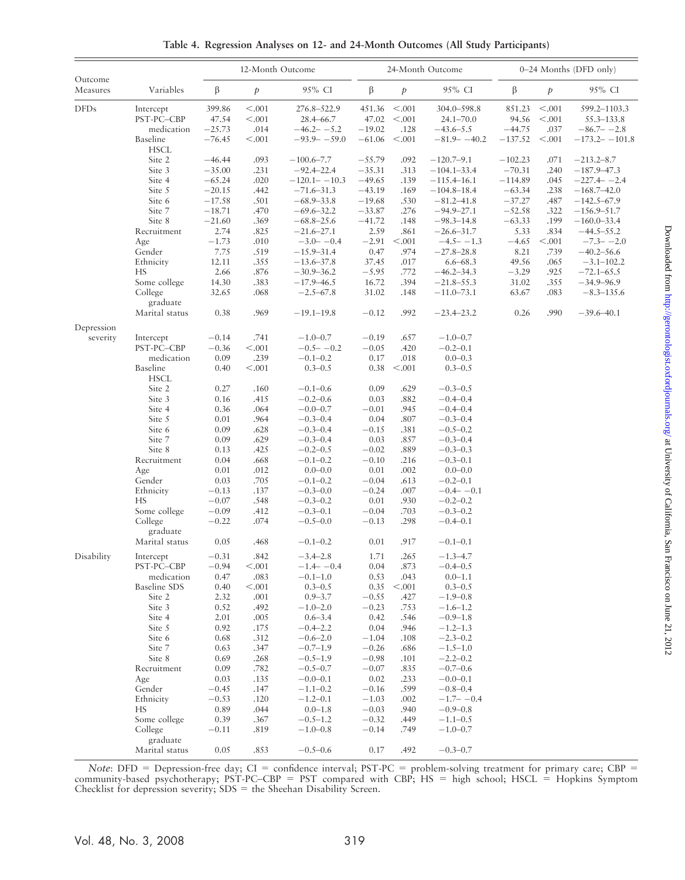**Table 4. Regression Analyses on 12- and 24-Month Outcomes (All Study Participants)**

| Outcome Measures | Variables | 12-Month Outcome | | | 24-Month Outcome | | | 0–24 Months (DFD only) | | |
|---|---|---|---|---|---|---|---|---|---|---|
| | | β | *p* | 95% CI | β | *p* | 95% CI | β | *p* | 95% CI |
| DFDs | Intercept | 399.86 | <.001 | 276.8–522.9 | 451.36 | <.001 | 304.0–598.8 | 851.23 | <.001 | 599.2–1103.3 |
| | PST-PC–CBP | 47.54 | <.001 | 28.4–66.7 | 47.02 | <.001 | 24.1–70.0 | 94.56 | <.001 | 55.3–133.8 |
| | medication | −25.73 | .014 | −46.2– −5.2 | −19.02 | .128 | −43.6–5.5 | −44.75 | .037 | −86.7– −2.8 |
| | Baseline HSCL | −76.45 | <.001 | −93.9– −59.0 | −61.06 | <.001 | −81.9– −40.2 | −137.52 | <.001 | −173.2– −101.8 |
| | Site 2 | −46.44 | .093 | −100.6–7.7 | −55.79 | .092 | −120.7–9.1 | −102.23 | .071 | −213.2–8.7 |
| | Site 3 | −35.00 | .231 | −92.4–22.4 | −35.31 | .313 | −104.1–33.4 | −70.31 | .240 | −187.9–47.3 |
| | Site 4 | −65.24 | .020 | −120.1– −10.3 | −49.65 | .139 | −115.4–16.1 | −114.89 | .045 | −227.4– −2.4 |
| | Site 5 | −20.15 | .442 | −71.6–31.3 | −43.19 | .169 | −104.8–18.4 | −63.34 | .238 | −168.7–42.0 |
| | Site 6 | −17.58 | .501 | −68.9–33.8 | −19.68 | .530 | −81.2–41.8 | −37.27 | .487 | −142.5–67.9 |
| | Site 7 | −18.71 | .470 | −69.6–32.2 | −33.87 | .276 | −94.9–27.1 | −52.58 | .322 | −156.9–51.7 |
| | Site 8 | −21.60 | .369 | −68.8–25.6 | −41.72 | .148 | −98.3–14.8 | −63.33 | .199 | −160.0–33.4 |
| | Recruitment | 2.74 | .825 | −21.6–27.1 | 2.59 | .861 | −26.6–31.7 | 5.33 | .834 | −44.5–55.2 |
| | Age | −1.73 | .010 | −3.0– −0.4 | −2.91 | <.001 | −4.5– −1.3 | −4.65 | <.001 | −7.3– −2.0 |
| | Gender | 7.75 | .519 | −15.9–31.4 | 0.47 | .974 | −27.8–28.8 | 8.21 | .739 | −40.2–56.6 |
| | Ethnicity | 12.11 | .355 | −13.6–37.8 | 37.45 | .017 | 6.6–68.3 | 49.56 | .065 | −3.1–102.2 |
| | HS | 2.66 | .876 | −30.9–36.2 | −5.95 | .772 | −46.2–34.3 | −3.29 | .925 | −72.1–65.5 |
| | Some college | 14.30 | .383 | −17.9–46.5 | 16.72 | .394 | −21.8–55.3 | 31.02 | .355 | −34.9–96.9 |
| | College graduate | 32.65 | .068 | −2.5–67.8 | 31.02 | .148 | −11.0–73.1 | 63.67 | .083 | −8.3–135.6 |
| | Marital status | 0.38 | .969 | −19.1–19.8 | −0.12 | .992 | −23.4–23.2 | 0.26 | .990 | −39.6–40.1 |
| Depression severity | Intercept | −0.14 | .741 | −1.0–0.7 | −0.19 | .657 | −1.0–0.7 | | | |
| | PST-PC–CBP | −0.36 | <.001 | −0.5– −0.2 | −0.05 | .420 | −0.2–0.1 | | | |
| | medication | 0.09 | .239 | −0.1–0.2 | 0.17 | .018 | 0.0–0.3 | | | |
| | Baseline HSCL | 0.40 | <.001 | 0.3–0.5 | 0.38 | <.001 | 0.3–0.5 | | | |
| | Site 2 | 0.27 | .160 | −0.1–0.6 | 0.09 | .629 | −0.3–0.5 | | | |
| | Site 3 | 0.16 | .415 | −0.2–0.6 | 0.03 | .882 | −0.4–0.4 | | | |
| | Site 4 | 0.36 | .064 | −0.0–0.7 | −0.01 | .945 | −0.4–0.4 | | | |
| | Site 5 | 0.01 | .964 | −0.3–0.4 | 0.04 | .807 | −0.3–0.4 | | | |
| | Site 6 | 0.09 | .628 | −0.3–0.4 | −0.15 | .381 | −0.5–0.2 | | | |
| | Site 7 | 0.09 | .629 | −0.3–0.4 | 0.03 | .857 | −0.3–0.4 | | | |
| | Site 8 | 0.13 | .425 | −0.2–0.5 | −0.02 | .889 | −0.3–0.3 | | | |
| | Recruitment | 0.04 | .668 | −0.1–0.2 | −0.10 | .216 | −0.3–0.1 | | | |
| | Age | 0.01 | .012 | 0.0–0.0 | 0.01 | .002 | 0.0–0.0 | | | |
| | Gender | 0.03 | .705 | −0.1–0.2 | −0.04 | .613 | −0.2–0.1 | | | |
| | Ethnicity | −0.13 | .137 | −0.3–0.0 | −0.24 | .007 | −0.4– −0.1 | | | |
| | HS | −0.07 | .548 | −0.3–0.2 | 0.01 | .930 | −0.2–0.2 | | | |
| | Some college | −0.09 | .412 | −0.3–0.1 | −0.04 | .703 | −0.3–0.2 | | | |
| | College graduate | −0.22 | .074 | −0.5–0.0 | −0.13 | .298 | −0.4–0.1 | | | |
| | Marital status | 0.05 | .468 | −0.1–0.2 | 0.01 | .917 | −0.1–0.1 | | | |
| Disability | Intercept | −0.31 | .842 | −3.4–2.8 | 1.71 | .265 | −1.3–4.7 | | | |
| | PST-PC–CBP | −0.94 | <.001 | −1.4– −0.4 | 0.04 | .873 | −0.4–0.5 | | | |
| | medication | 0.47 | .083 | −0.1–1.0 | 0.53 | .043 | 0.0–1.1 | | | |
| | Baseline SDS | 0.40 | <.001 | 0.3–0.5 | 0.35 | <.001 | 0.3–0.5 | | | |
| | Site 2 | 2.32 | .001 | 0.9–3.7 | −0.55 | .427 | −1.9–0.8 | | | |
| | Site 3 | 0.52 | .492 | −1.0–2.0 | −0.23 | .753 | −1.6–1.2 | | | |
| | Site 4 | 2.01 | .005 | 0.6–3.4 | 0.42 | .546 | −0.9–1.8 | | | |
| | Site 5 | 0.92 | .175 | −0.4–2.2 | 0.04 | .946 | −1.2–1.3 | | | |
| | Site 6 | 0.68 | .312 | −0.6–2.0 | −1.04 | .108 | −2.3–0.2 | | | |
| | Site 7 | 0.63 | .347 | −0.7–1.9 | −0.26 | .686 | −1.5–1.0 | | | |
| | Site 8 | 0.69 | .268 | −0.5–1.9 | −0.98 | .101 | −2.2–0.2 | | | |
| | Recruitment | 0.09 | .782 | −0.5–0.7 | −0.07 | .835 | −0.7–0.6 | | | |
| | Age | 0.03 | .135 | −0.0–0.1 | 0.02 | .233 | −0.0–0.1 | | | |
| | Gender | −0.45 | .147 | −1.1–0.2 | −0.16 | .599 | −0.8–0.4 | | | |
| | Ethnicity | −0.53 | .120 | −1.2–0.1 | −1.03 | .002 | −1.7– −0.4 | | | |
| | HS | 0.89 | .044 | 0.0–1.8 | −0.03 | .940 | −0.9–0.8 | | | |
| | Some college | 0.39 | .367 | −0.5–1.2 | −0.32 | .449 | −1.1–0.5 | | | |
| | College graduate | −0.11 | .819 | −1.0–0.8 | −0.14 | .749 | −1.0–0.7 | | | |
| | Marital status | 0.05 | .853 | −0.5–0.6 | 0.17 | .492 | −0.3–0.7 | | | |

*Note*: DFD = Depression-free day; CI = confidence interval; PST-PC = problem-solving treatment for primary care; CBP = community-based psychotherapy; PST-PC–CBP = PST compared with CBP; HS = high school; HSCL = Hopkins Symptom Checklist for depression severity; SDS = the Sheehan Disability Screen.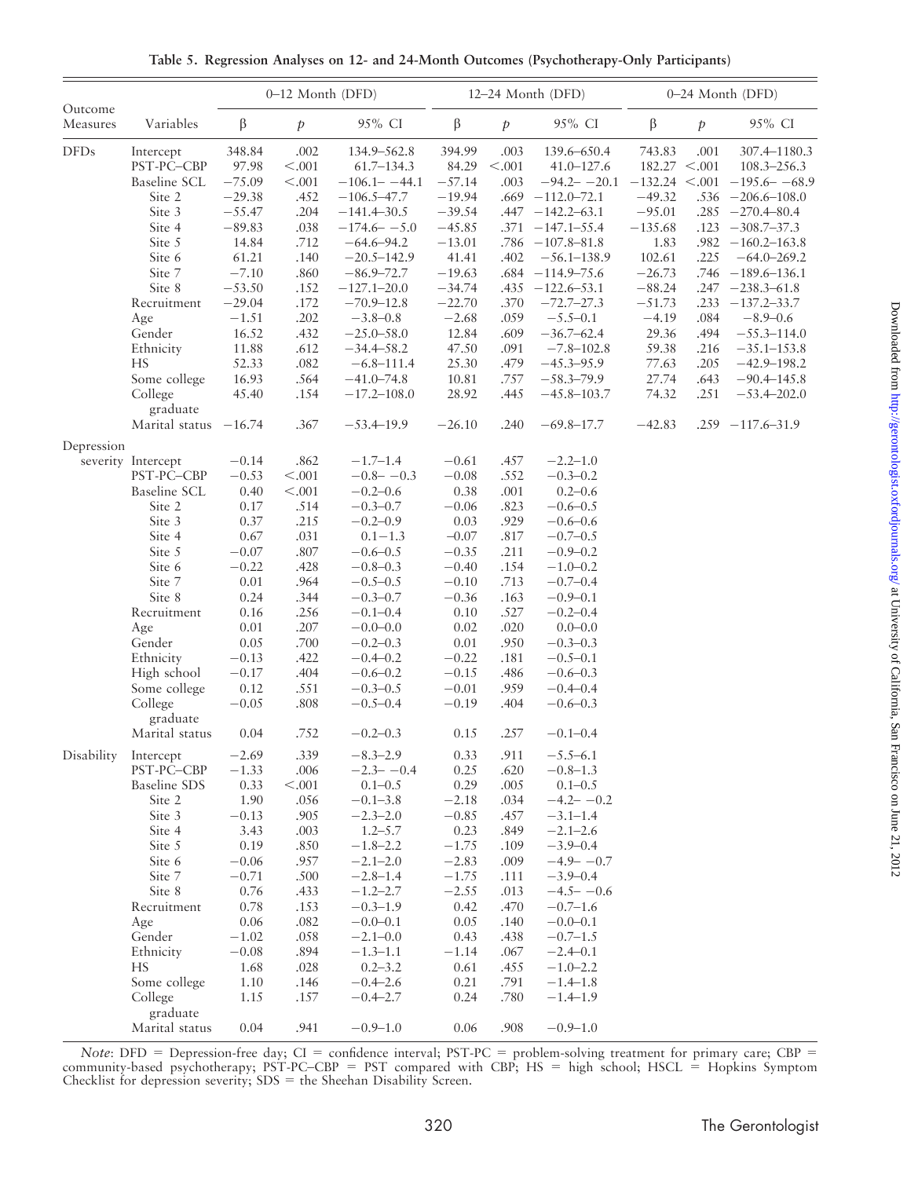**Table 5. Regression Analyses on 12- and 24-Month Outcomes (Psychotherapy-Only Participants)**

| Outcome Measures | Variables | 0–12 Month (DFD) β | 0–12 Month (DFD) *p* | 0–12 Month (DFD) 95% CI | 12–24 Month (DFD) β | 12–24 Month (DFD) *p* | 12–24 Month (DFD) 95% CI | 0–24 Month (DFD) β | 0–24 Month (DFD) *p* | 0–24 Month (DFD) 95% CI |
|---|---|---|---|---|---|---|---|---|---|---|
| DFDs | Intercept | 348.84 | .002 | 134.9–562.8 | 394.99 | .003 | 139.6–650.4 | 743.83 | .001 | 307.4–1180.3 |
| | PST-PC–CBP | 97.98 | <.001 | 61.7–134.3 | 84.29 | <.001 | 41.0–127.6 | 182.27 | <.001 | 108.3–256.3 |
| | Baseline SCL | −75.09 | <.001 | −106.1– −44.1 | −57.14 | .003 | −94.2– −20.1 | −132.24 | <.001 | −195.6– −68.9 |
| | Site 2 | −29.38 | .452 | −106.5–47.7 | −19.94 | .669 | −112.0–72.1 | −49.32 | .536 | −206.6–108.0 |
| | Site 3 | −55.47 | .204 | −141.4–30.5 | −39.54 | .447 | −142.2–63.1 | −95.01 | .285 | −270.4–80.4 |
| | Site 4 | −89.83 | .038 | −174.6– −5.0 | −45.85 | .371 | −147.1–55.4 | −135.68 | .123 | −308.7–37.3 |
| | Site 5 | 14.84 | .712 | −64.6–94.2 | −13.01 | .786 | −107.8–81.8 | 1.83 | .982 | −160.2–163.8 |
| | Site 6 | 61.21 | .140 | −20.5–142.9 | 41.41 | .402 | −56.1–138.9 | 102.61 | .225 | −64.0–269.2 |
| | Site 7 | −7.10 | .860 | −86.9–72.7 | −19.63 | .684 | −114.9–75.6 | −26.73 | .746 | −189.6–136.1 |
| | Site 8 | −53.50 | .152 | −127.1–20.0 | −34.74 | .435 | −122.6–53.1 | −88.24 | .247 | −238.3–61.8 |
| | Recruitment | −29.04 | .172 | −70.9–12.8 | −22.70 | .370 | −72.7–27.3 | −51.73 | .233 | −137.2–33.7 |
| | Age | −1.51 | .202 | −3.8–0.8 | −2.68 | .059 | −5.5–0.1 | −4.19 | .084 | −8.9–0.6 |
| | Gender | 16.52 | .432 | −25.0–58.0 | 12.84 | .609 | −36.7–62.4 | 29.36 | .494 | −55.3–114.0 |
| | Ethnicity | 11.88 | .612 | −34.4–58.2 | 47.50 | .091 | −7.8–102.8 | 59.38 | .216 | −35.1–153.8 |
| | HS | 52.33 | .082 | −6.8–111.4 | 25.30 | .479 | −45.3–95.9 | 77.63 | .205 | −42.9–198.2 |
| | Some college | 16.93 | .564 | −41.0–74.8 | 10.81 | .757 | −58.3–79.9 | 27.74 | .643 | −90.4–145.8 |
| | College graduate | 45.40 | .154 | −17.2–108.0 | 28.92 | .445 | −45.8–103.7 | 74.32 | .251 | −53.4–202.0 |
| | Marital status | −16.74 | .367 | −53.4–19.9 | −26.10 | .240 | −69.8–17.7 | −42.83 | .259 | −117.6–31.9 |
| Depression severity | Intercept | −0.14 | .862 | −1.7–1.4 | −0.61 | .457 | −2.2–1.0 | | | |
| | PST-PC–CBP | −0.53 | <.001 | −0.8– −0.3 | −0.08 | .552 | −0.3–0.2 | | | |
| | Baseline SCL | 0.40 | <.001 | −0.2–0.6 | 0.38 | .001 | 0.2–0.6 | | | |
| | Site 2 | 0.17 | .514 | −0.3–0.7 | −0.06 | .823 | −0.6–0.5 | | | |
| | Site 3 | 0.37 | .215 | −0.2–0.9 | 0.03 | .929 | −0.6–0.6 | | | |
| | Site 4 | 0.67 | .031 | 0.1–1.3 | −0.07 | .817 | −0.7–0.5 | | | |
| | Site 5 | −0.07 | .807 | −0.6–0.5 | −0.35 | .211 | −0.9–0.2 | | | |
| | Site 6 | −0.22 | .428 | −0.8–0.3 | −0.40 | .154 | −1.0–0.2 | | | |
| | Site 7 | 0.01 | .964 | −0.5–0.5 | −0.10 | .713 | −0.7–0.4 | | | |
| | Site 8 | 0.24 | .344 | −0.3–0.7 | −0.36 | .163 | −0.9–0.1 | | | |
| | Recruitment | 0.16 | .256 | −0.1–0.4 | 0.10 | .527 | −0.2–0.4 | | | |
| | Age | 0.01 | .207 | −0.0–0.0 | 0.02 | .020 | 0.0–0.0 | | | |
| | Gender | 0.05 | .700 | −0.2–0.3 | 0.01 | .950 | −0.3–0.3 | | | |
| | Ethnicity | −0.13 | .422 | −0.4–0.2 | −0.22 | .181 | −0.5–0.1 | | | |
| | High school | −0.17 | .404 | −0.6–0.2 | −0.15 | .486 | −0.6–0.3 | | | |
| | Some college | 0.12 | .551 | −0.3–0.5 | −0.01 | .959 | −0.4–0.4 | | | |
| | College graduate | −0.05 | .808 | −0.5–0.4 | −0.19 | .404 | −0.6–0.3 | | | |
| | Marital status | 0.04 | .752 | −0.2–0.3 | 0.15 | .257 | −0.1–0.4 | | | |
| Disability | Intercept | −2.69 | .339 | −8.3–2.9 | 0.33 | .911 | −5.5–6.1 | | | |
| | PST-PC–CBP | −1.33 | .006 | −2.3– −0.4 | 0.25 | .620 | −0.8–1.3 | | | |
| | Baseline SDS | 0.33 | <.001 | 0.1–0.5 | 0.29 | .005 | 0.1–0.5 | | | |
| | Site 2 | 1.90 | .056 | −0.1–3.8 | −2.18 | .034 | −4.2– −0.2 | | | |
| | Site 3 | −0.13 | .905 | −2.3–2.0 | −0.85 | .457 | −3.1–1.4 | | | |
| | Site 4 | 3.43 | .003 | 1.2–5.7 | 0.23 | .849 | −2.1–2.6 | | | |
| | Site 5 | 0.19 | .850 | −1.8–2.2 | −1.75 | .109 | −3.9–0.4 | | | |
| | Site 6 | −0.06 | .957 | −2.1–2.0 | −2.83 | .009 | −4.9– −0.7 | | | |
| | Site 7 | −0.71 | .500 | −2.8–1.4 | −1.75 | .111 | −3.9–0.4 | | | |
| | Site 8 | 0.76 | .433 | −1.2–2.7 | −2.55 | .013 | −4.5– −0.6 | | | |
| | Recruitment | 0.78 | .153 | −0.3–1.9 | 0.42 | .470 | −0.7–1.6 | | | |
| | Age | 0.06 | .082 | −0.0–0.1 | 0.05 | .140 | −0.0–0.1 | | | |
| | Gender | −1.02 | .058 | −2.1–0.0 | 0.43 | .438 | −0.7–1.5 | | | |
| | Ethnicity | −0.08 | .894 | −1.3–1.1 | −1.14 | .067 | −2.4–0.1 | | | |
| | HS | 1.68 | .028 | 0.2–3.2 | 0.61 | .455 | −1.0–2.2 | | | |
| | Some college | 1.10 | .146 | −0.4–2.6 | 0.21 | .791 | −1.4–1.8 | | | |
| | College graduate | 1.15 | .157 | −0.4–2.7 | 0.24 | .780 | −1.4–1.9 | | | |
| | Marital status | 0.04 | .941 | −0.9–1.0 | 0.06 | .908 | −0.9–1.0 | | | |

*Note*: DFD = Depression-free day; CI = confidence interval; PST-PC = problem-solving treatment for primary care; CBP = community-based psychotherapy; PST-PC–CBP = PST compared with CBP; HS = high school; HSCL = Hopkins Symptom Checklist for depression severity; SDS = the Sheehan Disability Screen.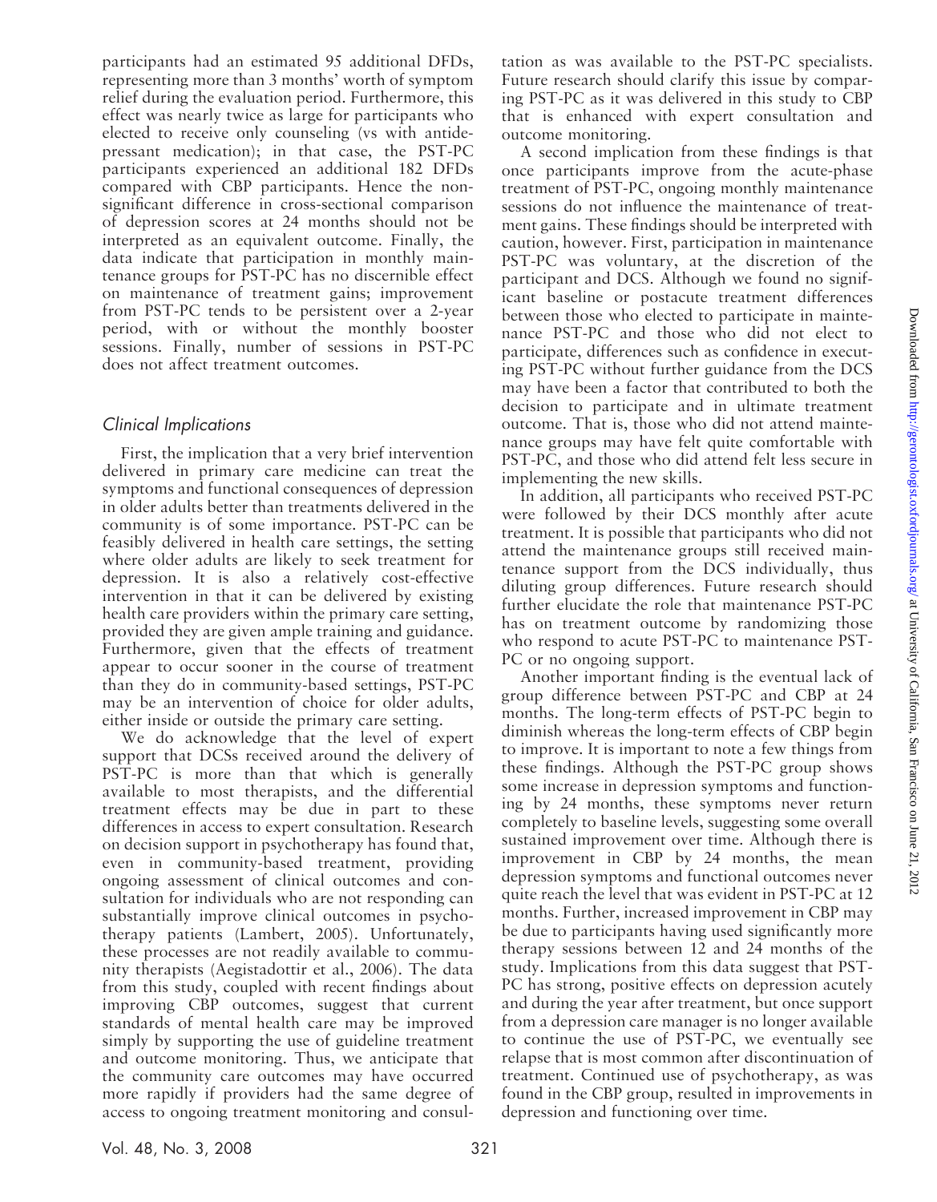participants had an estimated 95 additional DFDs, representing more than 3 months' worth of symptom relief during the evaluation period. Furthermore, this effect was nearly twice as large for participants who elected to receive only counseling (vs with antidepressant medication); in that case, the PST-PC participants experienced an additional 182 DFDs compared with CBP participants. Hence the nonsignificant difference in cross-sectional comparison of depression scores at 24 months should not be interpreted as an equivalent outcome. Finally, the data indicate that participation in monthly maintenance groups for PST-PC has no discernible effect on maintenance of treatment gains; improvement from PST-PC tends to be persistent over a 2-year period, with or without the monthly booster sessions. Finally, number of sessions in PST-PC does not affect treatment outcomes.

### *Clinical Implications*

First, the implication that a very brief intervention delivered in primary care medicine can treat the symptoms and functional consequences of depression in older adults better than treatments delivered in the community is of some importance. PST-PC can be feasibly delivered in health care settings, the setting where older adults are likely to seek treatment for depression. It is also a relatively cost-effective intervention in that it can be delivered by existing health care providers within the primary care setting, provided they are given ample training and guidance. Furthermore, given that the effects of treatment appear to occur sooner in the course of treatment than they do in community-based settings, PST-PC may be an intervention of choice for older adults, either inside or outside the primary care setting.

We do acknowledge that the level of expert support that DCSs received around the delivery of PST-PC is more than that which is generally available to most therapists, and the differential treatment effects may be due in part to these differences in access to expert consultation. Research on decision support in psychotherapy has found that, even in community-based treatment, providing ongoing assessment of clinical outcomes and consultation for individuals who are not responding can substantially improve clinical outcomes in psychotherapy patients (Lambert, 2005). Unfortunately, these processes are not readily available to community therapists (Aegistadottir et al., 2006). The data from this study, coupled with recent findings about improving CBP outcomes, suggest that current standards of mental health care may be improved simply by supporting the use of guideline treatment and outcome monitoring. Thus, we anticipate that the community care outcomes may have occurred more rapidly if providers had the same degree of access to ongoing treatment monitoring and consultation as was available to the PST-PC specialists. Future research should clarify this issue by comparing PST-PC as it was delivered in this study to CBP that is enhanced with expert consultation and outcome monitoring.

A second implication from these findings is that once participants improve from the acute-phase treatment of PST-PC, ongoing monthly maintenance sessions do not influence the maintenance of treatment gains. These findings should be interpreted with caution, however. First, participation in maintenance PST-PC was voluntary, at the discretion of the participant and DCS. Although we found no significant baseline or postacute treatment differences between those who elected to participate in maintenance PST-PC and those who did not elect to participate, differences such as confidence in executing PST-PC without further guidance from the DCS may have been a factor that contributed to both the decision to participate and in ultimate treatment outcome. That is, those who did not attend maintenance groups may have felt quite comfortable with PST-PC, and those who did attend felt less secure in implementing the new skills.

In addition, all participants who received PST-PC were followed by their DCS monthly after acute treatment. It is possible that participants who did not attend the maintenance groups still received maintenance support from the DCS individually, thus diluting group differences. Future research should further elucidate the role that maintenance PST-PC has on treatment outcome by randomizing those who respond to acute PST-PC to maintenance PST-PC or no ongoing support.

Another important finding is the eventual lack of group difference between PST-PC and CBP at 24 months. The long-term effects of PST-PC begin to diminish whereas the long-term effects of CBP begin to improve. It is important to note a few things from these findings. Although the PST-PC group shows some increase in depression symptoms and functioning by 24 months, these symptoms never return completely to baseline levels, suggesting some overall sustained improvement over time. Although there is improvement in CBP by 24 months, the mean depression symptoms and functional outcomes never quite reach the level that was evident in PST-PC at 12 months. Further, increased improvement in CBP may be due to participants having used significantly more therapy sessions between 12 and 24 months of the study. Implications from this data suggest that PST-PC has strong, positive effects on depression acutely and during the year after treatment, but once support from a depression care manager is no longer available to continue the use of PST-PC, we eventually see relapse that is most common after discontinuation of treatment. Continued use of psychotherapy, as was found in the CBP group, resulted in improvements in depression and functioning over time.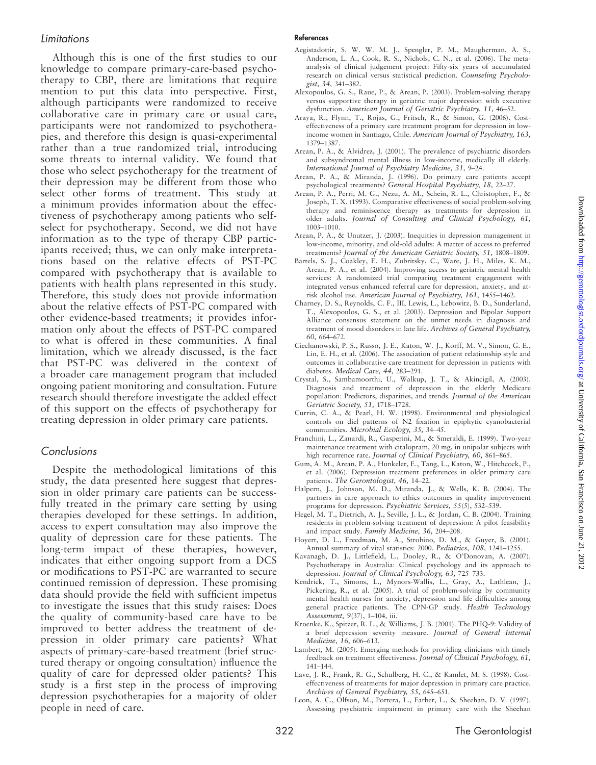## Limitations

Although this is one of the first studies to our knowledge to compare primary-care-based psychotherapy to CBP, there are limitations that require mention to put this data into perspective. First, although participants were randomized to receive collaborative care in primary care or usual care, participants were not randomized to psychotherapies, and therefore this design is quasi-experimental rather than a true randomized trial, introducing some threats to internal validity. We found that those who select psychotherapy for the treatment of their depression may be different from those who select other forms of treatment. This study at a minimum provides information about the effectiveness of psychotherapy among patients who self-select for psychotherapy. Second, we did not have information as to the type of therapy CBP participants received; thus, we can only make interpretations based on the relative effects of PST-PC compared with psychotherapy that is available to patients with health plans represented in this study. Therefore, this study does not provide information about the relative effects of PST-PC compared with other evidence-based treatments; it provides information only about the effects of PST-PC compared to what is offered in these communities. A final limitation, which we already discussed, is the fact that PST-PC was delivered in the context of a broader care management program that included ongoing patient monitoring and consultation. Future research should therefore investigate the added effect of this support on the effects of psychotherapy for treating depression in older primary care patients.

## Conclusions

Despite the methodological limitations of this study, the data presented here suggest that depression in older primary care patients can be successfully treated in the primary care setting by using therapies developed for these settings. In addition, access to expert consultation may also improve the quality of depression care for these patients. The long-term impact of these therapies, however, indicates that either ongoing support from a DCS or modifications to PST-PC are warranted to secure continued remission of depression. These promising data should provide the field with sufficient impetus to investigate the issues that this study raises: Does the quality of community-based care have to be improved to better address the treatment of depression in older primary care patients? What aspects of primary-care-based treatment (brief structured therapy or ongoing consultation) influence the quality of care for depressed older patients? This study is a first step in the process of improving depression psychotherapies for a majority of older people in need of care.

### References

Aegistadottir, S. W. W. M. J., Spengler, P. M., Maugherman, A. S., Anderson, L. A., Cook, R. S., Nichols, C. N., et al. (2006). The meta-analysis of clinical judgement project: Fifty-six years of accumulated research on clinical versus statistical prediction. *Counseling Psychologist, 34,* 341–382.

Alexopoulos, G. S., Raue, P., & Arean, P. (2003). Problem-solving therapy versus supportive therapy in geriatric major depression with executive dysfunction. *American Journal of Geriatric Psychiatry, 11,* 46–52.

Araya, R., Flynn, T., Rojas, G., Fritsch, R., & Simon, G. (2006). Cost-effectiveness of a primary care treatment program for depression in low-income women in Santiago, Chile. *American Journal of Psychiatry, 163,* 1379–1387.

Arean, P. A., & Alvidrez, J. (2001). The prevalence of psychiatric disorders and subsyndromal mental illness in low-income, medically ill elderly. *International Journal of Psychiatry Medicine, 31,* 9–24.

Arean, P. A., & Miranda, J. (1996). Do primary care patients accept psychological treatments? *General Hospital Psychiatry, 18,* 22–27.

Arean, P. A., Perri, M. G., Nezu, A. M., Schein, R. L., Christopher, F., & Joseph, T. X. (1993). Comparative effectiveness of social problem-solving therapy and reminiscence therapy as treatments for depression in older adults. *Journal of Consulting and Clinical Psychology, 61,* 1003–1010.

Arean, P. A., & Unutzer, J. (2003). Inequities in depression management in low-income, minority, and old-old adults: A matter of access to preferred treatments? *Journal of the American Geriatric Society, 51,* 1808–1809.

Bartels, S. J., Coakley, E. H., Zubritsky, C., Ware, J. H., Miles, K. M., Arean, P. A., et al. (2004). Improving access to geriatric mental health services: A randomized trial comparing treatment engagement with integrated versus enhanced referral care for depression, anxiety, and at-risk alcohol use. *American Journal of Psychiatry, 161,* 1455–1462.

Charney, D. S., Reynolds, C. F., III, Lewis, L., Lebowitz, B. D., Sunderland, T., Alexopoulos, G. S., et al. (2003). Depression and Bipolar Support Alliance consensus statement on the unmet needs in diagnosis and treatment of mood disorders in late life. *Archives of General Psychiatry, 60,* 664–672.

Ciechanowski, P. S., Russo, J. E., Katon, W. J., Korff, M. V., Simon, G. E., Lin, E. H., et al. (2006). The association of patient relationship style and outcomes in collaborative care treatment for depression in patients with diabetes. *Medical Care, 44,* 283–291.

Crystal, S., Sambamoorthi, U., Walkup, J. T., & Akincigil, A. (2003). Diagnosis and treatment of depression in the elderly Medicare population: Predictors, disparities, and trends. *Journal of the American Geriatric Society, 51,* 1718–1728.

Currin, C. A., & Pearl, H. W. (1998). Environmental and physiological controls on diel patterns of N2 fixation in epiphytic cyanobacterial communities. *Microbial Ecology, 35,* 34–45.

Franchini, L., Zanardi, R., Gasperini, M., & Smeraldi, E. (1999). Two-year maintenance treatment with citalopram, 20 mg, in unipolar subjects with high recurrence rate. *Journal of Clinical Psychiatry, 60,* 861–865.

Gum, A. M., Arean, P. A., Hunkeler, E., Tang, L., Katon, W., Hitchcock, P., et al. (2006). Depression treatment preferences in older primary care patients. *The Gerontologist, 46,* 14–22.

Halpern, J., Johnson, M. D., Miranda, J., & Wells, K. B. (2004). The partners in care approach to ethics outcomes in quality improvement programs for depression. *Psychiatric Services, 55*(5), 532–539.

Hegel, M. T., Dietrich, A. J., Seville, J. L., & Jordan, C. B. (2004). Training residents in problem-solving treatment of depression: A pilot feasibility and impact study. *Family Medicine, 36,* 204–208.

Hoyert, D. L., Freedman, M. A., Strobino, D. M., & Guyer, B. (2001). Annual summary of vital statistics: 2000. *Pediatrics, 108,* 1241–1255.

Kavanagh, D. J., Littlefield, L., Dooley, R., & O'Donovan, A. (2007). Psychotherapy in Australia: Clinical psychology and its approach to depression. *Journal of Clinical Psychology, 63,* 725–733.

Kendrick, T., Simons, L., Mynors-Wallis, L., Gray, A., Lathlean, J., Pickering, R., et al. (2005). A trial of problem-solving by community mental health nurses for anxiety, depression and life difficulties among general practice patients. The CPN-GP study. *Health Technology Assessment, 9*(37), 1–104, iii.

Kroenke, K., Spitzer, R. L., & Williams, J. B. (2001). The PHQ-9: Validity of a brief depression severity measure. *Journal of General Internal Medicine, 16,* 606–613.

Lambert, M. (2005). Emerging methods for providing clinicians with timely feedback on treatment effectiveness. *Journal of Clinical Psychology, 61,* 141–144.

Lave, J. R., Frank, R. G., Schulberg, H. C., & Kamlet, M. S. (1998). Cost-effectiveness of treatments for major depression in primary care practice. *Archives of General Psychiatry, 55,* 645–651.

Leon, A. C., Olfson, M., Portera, L., Farber, L., & Sheehan, D. V. (1997). Assessing psychiatric impairment in primary care with the Sheehan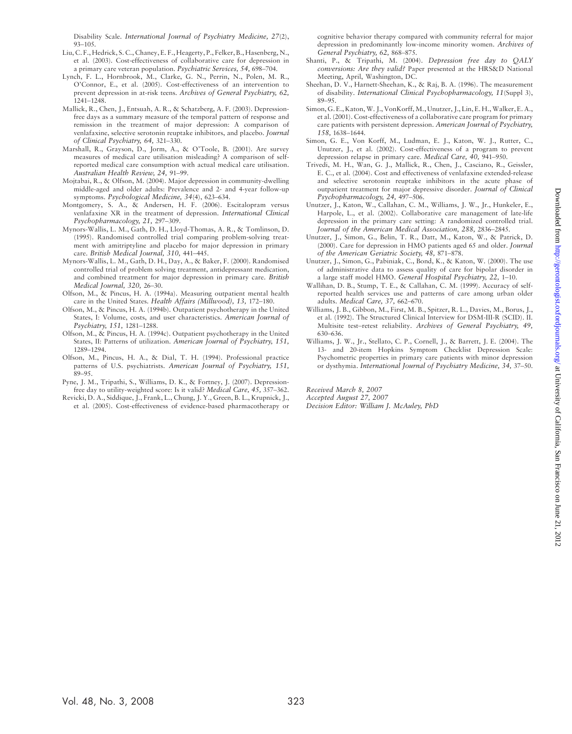Disability Scale. *International Journal of Psychiatry Medicine, 27*(2), 93–105.

Liu, C. F., Hedrick, S. C., Chaney, E. F., Heagerty, P., Felker, B., Hasenberg, N., et al. (2003). Cost-effectiveness of collaborative care for depression in a primary care veteran population. *Psychiatric Services, 54,* 698–704.

Lynch, F. L., Hornbrook, M., Clarke, G. N., Perrin, N., Polen, M. R., O'Connor, E., et al. (2005). Cost-effectiveness of an intervention to prevent depression in at-risk teens. *Archives of General Psychiatry, 62,* 1241–1248.

Mallick, R., Chen, J., Entsuah, A. R., & Schatzberg, A. F. (2003). Depression-free days as a summary measure of the temporal pattern of response and remission in the treatment of major depression: A comparison of venlafaxine, selective serotonin reuptake inhibitors, and placebo. *Journal of Clinical Psychiatry, 64,* 321–330.

Marshall, R., Grayson, D., Jorm, A., & O'Toole, B. (2001). Are survey measures of medical care utilisation misleading? A comparison of self-reported medical care consumption with actual medical care utilisation. *Australian Health Review, 24,* 91–99.

Mojtabai, R., & Olfson, M. (2004). Major depression in community-dwelling middle-aged and older adults: Prevalence and 2- and 4-year follow-up symptoms. *Psychological Medicine, 34*(4), 623–634.

Montgomery, S. A., & Andersen, H. F. (2006). Escitalopram versus venlafaxine XR in the treatment of depression. *International Clinical Psychopharmacology, 21,* 297–309.

Mynors-Wallis, L. M., Gath, D. H., Lloyd-Thomas, A. R., & Tomlinson, D. (1995). Randomised controlled trial comparing problem-solving treatment with amitriptyline and placebo for major depression in primary care. *British Medical Journal, 310,* 441–445.

Mynors-Wallis, L. M., Gath, D. H., Day, A., & Baker, F. (2000). Randomised controlled trial of problem solving treatment, antidepressant medication, and combined treatment for major depression in primary care. *British Medical Journal, 320,* 26–30.

Olfson, M., & Pincus, H. A. (1994a). Measuring outpatient mental health care in the United States. *Health Affairs (Millwood), 13,* 172–180.

Olfson, M., & Pincus, H. A. (1994b). Outpatient psychotherapy in the United States, I: Volume, costs, and user characteristics. *American Journal of Psychiatry, 151,* 1281–1288.

Olfson, M., & Pincus, H. A. (1994c). Outpatient psychotherapy in the United States, II: Patterns of utilization. *American Journal of Psychiatry, 151,* 1289–1294.

Olfson, M., Pincus, H. A., & Dial, T. H. (1994). Professional practice patterns of U.S. psychiatrists. *American Journal of Psychiatry, 151,* 89–95.

Pyne, J. M., Tripathi, S., Williams, D. K., & Fortney, J. (2007). Depression-free day to utility-weighted score: Is it valid? *Medical Care, 45,* 357–362.

Revicki, D. A., Siddique, J., Frank, L., Chung, J. Y., Green, B. L., Krupnick, J., et al. (2005). Cost-effectiveness of evidence-based pharmacotherapy or cognitive behavior therapy compared with community referral for major depression in predominantly low-income minority women. *Archives of General Psychiatry, 62,* 868–875.

Shanti, P., & Tripathi, M. (2004). *Depression free day to QALY conversions: Are they valid?* Paper presented at the HRS&D National Meeting, April, Washington, DC.

Sheehan, D. V., Harnett-Sheehan, K., & Raj, B. A. (1996). The measurement of disability. *International Clinical Psychopharmacology, 11*(Suppl 3), 89–95.

Simon, G. E., Katon, W. J., VonKorff, M., Unutzer, J., Lin, E. H., Walker, E. A., et al. (2001). Cost-effectiveness of a collaborative care program for primary care patients with persistent depression. *American Journal of Psychiatry, 158,* 1638–1644.

Simon, G. E., Von Korff, M., Ludman, E. J., Katon, W. J., Rutter, C., Unutzer, J., et al. (2002). Cost-effectiveness of a program to prevent depression relapse in primary care. *Medical Care, 40,* 941–950.

Trivedi, M. H., Wan, G. J., Mallick, R., Chen, J., Casciano, R., Geissler, E. C., et al. (2004). Cost and effectiveness of venlafaxine extended-release and selective serotonin reuptake inhibitors in the acute phase of outpatient treatment for major depressive disorder. *Journal of Clinical Psychopharmacology, 24,* 497–506.

Unutzer, J., Katon, W., Callahan, C. M., Williams, J. W., Jr., Hunkeler, E., Harpole, L., et al. (2002). Collaborative care management of late-life depression in the primary care setting: A randomized controlled trial. *Journal of the American Medical Association, 288,* 2836–2845.

Unutzer, J., Simon, G., Belin, T. R., Datt, M., Katon, W., & Patrick, D. (2000). Care for depression in HMO patients aged 65 and older. *Journal of the American Geriatric Society, 48,* 871–878.

Unutzer, J., Simon, G., Pabiniak, C., Bond, K., & Katon, W. (2000). The use of administrative data to assess quality of care for bipolar disorder in a large staff model HMO. *General Hospital Psychiatry, 22,* 1–10.

Wallihan, D. B., Stump, T. E., & Callahan, C. M. (1999). Accuracy of self-reported health services use and patterns of care among urban older adults. *Medical Care, 37,* 662–670.

Williams, J. B., Gibbon, M., First, M. B., Spitzer, R. L., Davies, M., Borus, J., et al. (1992). The Structured Clinical Interview for DSM-III-R (SCID). II. Multisite test–retest reliability. *Archives of General Psychiatry, 49,* 630–636.

Williams, J. W., Jr., Stellato, C. P., Cornell, J., & Barrett, J. E. (2004). The 13- and 20-item Hopkins Symptom Checklist Depression Scale: Psychometric properties in primary care patients with minor depression or dysthymia. *International Journal of Psychiatry Medicine, 34,* 37–50.

*Received March 8, 2007*
*Accepted August 27, 2007*
*Decision Editor: William J. McAuley, PhD*